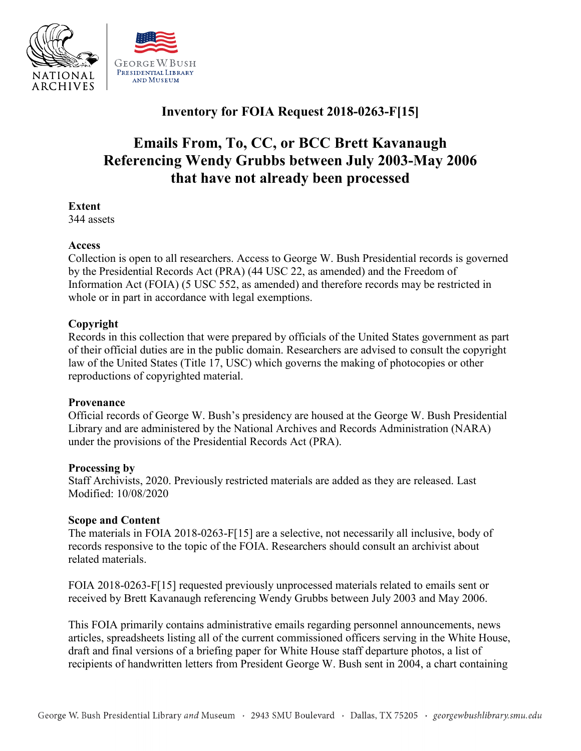# Inventory for FOIA Request 2018-0263-F[15]

## Emails From, To, CC, or BCC Brett Kavanaugh Referencing Wendy Grubbs between July 2003-May 2006 that have not already been processed

**Extent**
344 assets

**Access**
Collection is open to all researchers. Access to George W. Bush Presidential records is governed by the Presidential Records Act (PRA) (44 USC 22, as amended) and the Freedom of Information Act (FOIA) (5 USC 552, as amended) and therefore records may be restricted in whole or in part in accordance with legal exemptions.

**Copyright**
Records in this collection that were prepared by officials of the United States government as part of their official duties are in the public domain. Researchers are advised to consult the copyright law of the United States (Title 17, USC) which governs the making of photocopies or other reproductions of copyrighted material.

**Provenance**
Official records of George W. Bush's presidency are housed at the George W. Bush Presidential Library and are administered by the National Archives and Records Administration (NARA) under the provisions of the Presidential Records Act (PRA).

**Processing by**
Staff Archivists, 2020. Previously restricted materials are added as they are released. Last Modified: 10/08/2020

**Scope and Content**
The materials in FOIA 2018-0263-F[15] are a selective, not necessarily all inclusive, body of records responsive to the topic of the FOIA. Researchers should consult an archivist about related materials.

FOIA 2018-0263-F[15] requested previously unprocessed materials related to emails sent or received by Brett Kavanaugh referencing Wendy Grubbs between July 2003 and May 2006.

This FOIA primarily contains administrative emails regarding personnel announcements, news articles, spreadsheets listing all of the current commissioned officers serving in the White House, draft and final versions of a briefing paper for White House staff departure photos, a list of recipients of handwritten letters from President George W. Bush sent in 2004, a chart containing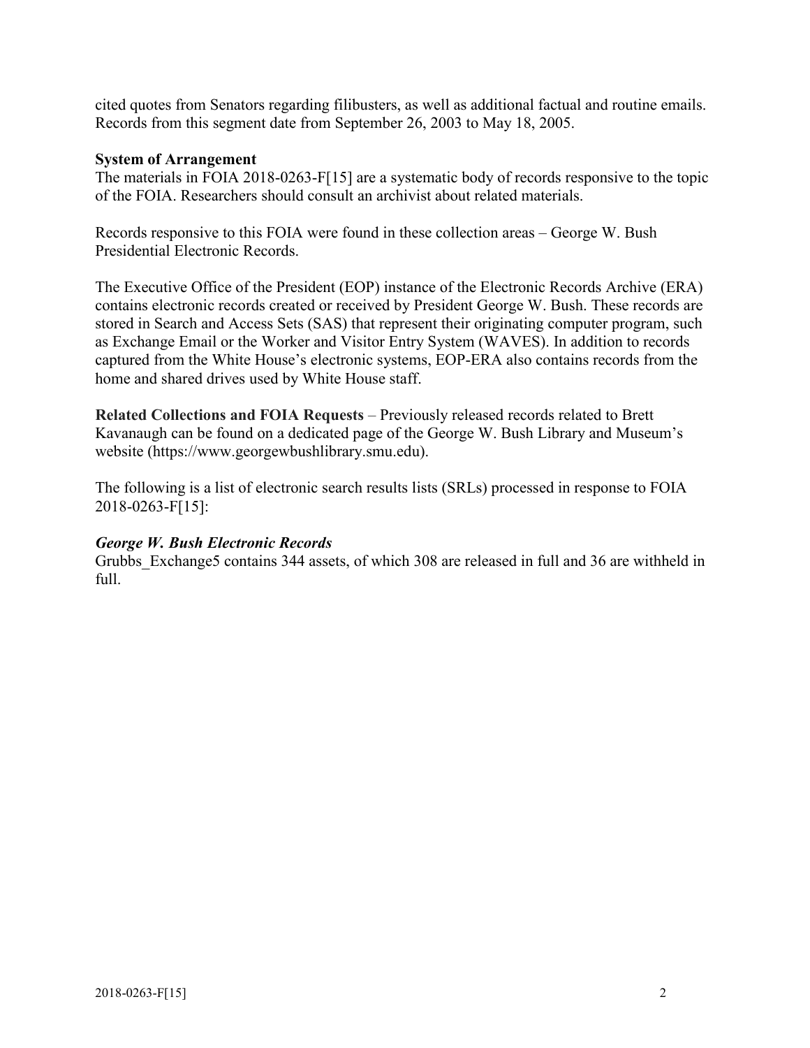cited quotes from Senators regarding filibusters, as well as additional factual and routine emails. Records from this segment date from September 26, 2003 to May 18, 2005.

**System of Arrangement**
The materials in FOIA 2018-0263-F[15] are a systematic body of records responsive to the topic of the FOIA. Researchers should consult an archivist about related materials.

Records responsive to this FOIA were found in these collection areas – George W. Bush Presidential Electronic Records.

The Executive Office of the President (EOP) instance of the Electronic Records Archive (ERA) contains electronic records created or received by President George W. Bush. These records are stored in Search and Access Sets (SAS) that represent their originating computer program, such as Exchange Email or the Worker and Visitor Entry System (WAVES). In addition to records captured from the White House's electronic systems, EOP-ERA also contains records from the home and shared drives used by White House staff.

**Related Collections and FOIA Requests** – Previously released records related to Brett Kavanaugh can be found on a dedicated page of the George W. Bush Library and Museum's website (https://www.georgewbushlibrary.smu.edu).

The following is a list of electronic search results lists (SRLs) processed in response to FOIA 2018-0263-F[15]:

***George W. Bush Electronic Records***
Grubbs_Exchange5 contains 344 assets, of which 308 are released in full and 36 are withheld in full.